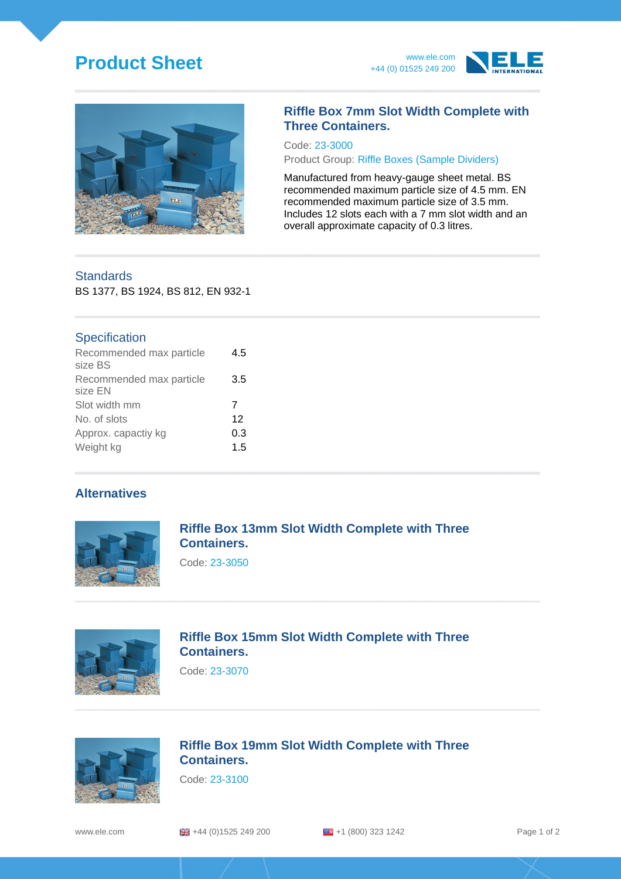# Product Sheet

www.ele.com
+44 (0) 01525 249 200

## Riffle Box 7mm Slot Width Complete with Three Containers.

Code: 23-3000

Product Group: Riffle Boxes (Sample Dividers)

Manufactured from heavy-gauge sheet metal. BS recommended maximum particle size of 4.5 mm. EN recommended maximum particle size of 3.5 mm. Includes 12 slots each with a 7 mm slot width and an overall approximate capacity of 0.3 litres.

### Standards

BS 1377, BS 1924, BS 812, EN 932-1

### Specification

| | |
|---|---|
| Recommended max particle size BS | 4.5 |
| Recommended max particle size EN | 3.5 |
| Slot width mm | 7 |
| No. of slots | 12 |
| Approx. capactiy kg | 0.3 |
| Weight kg | 1.5 |

### Alternatives

**Riffle Box 13mm Slot Width Complete with Three Containers.**

Code: 23-3050

**Riffle Box 15mm Slot Width Complete with Three Containers.**

Code: 23-3070

**Riffle Box 19mm Slot Width Complete with Three Containers.**

Code: 23-3100

www.ele.com | +44 (0)1525 249 200 | +1 (800) 323 1242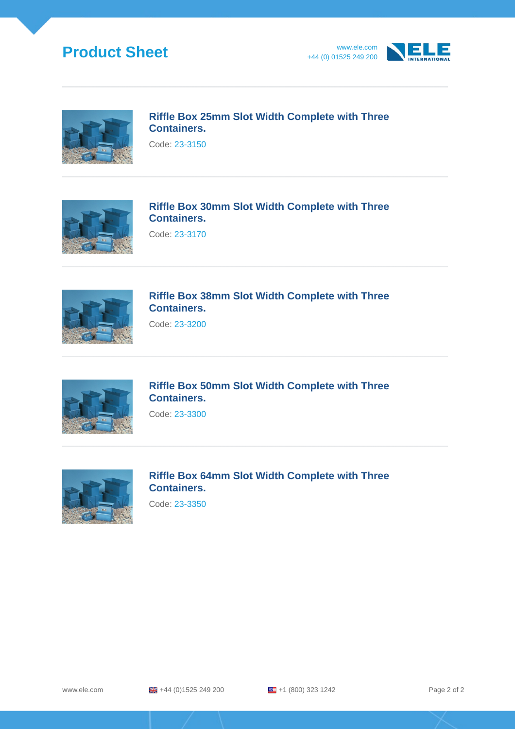### Riffle Box 25mm Slot Width Complete with Three Containers.

Code: 23-3150

### Riffle Box 30mm Slot Width Complete with Three Containers.

Code: 23-3170

### Riffle Box 38mm Slot Width Complete with Three Containers.

Code: 23-3200

### Riffle Box 50mm Slot Width Complete with Three Containers.

Code: 23-3300

### Riffle Box 64mm Slot Width Complete with Three Containers.

Code: 23-3350